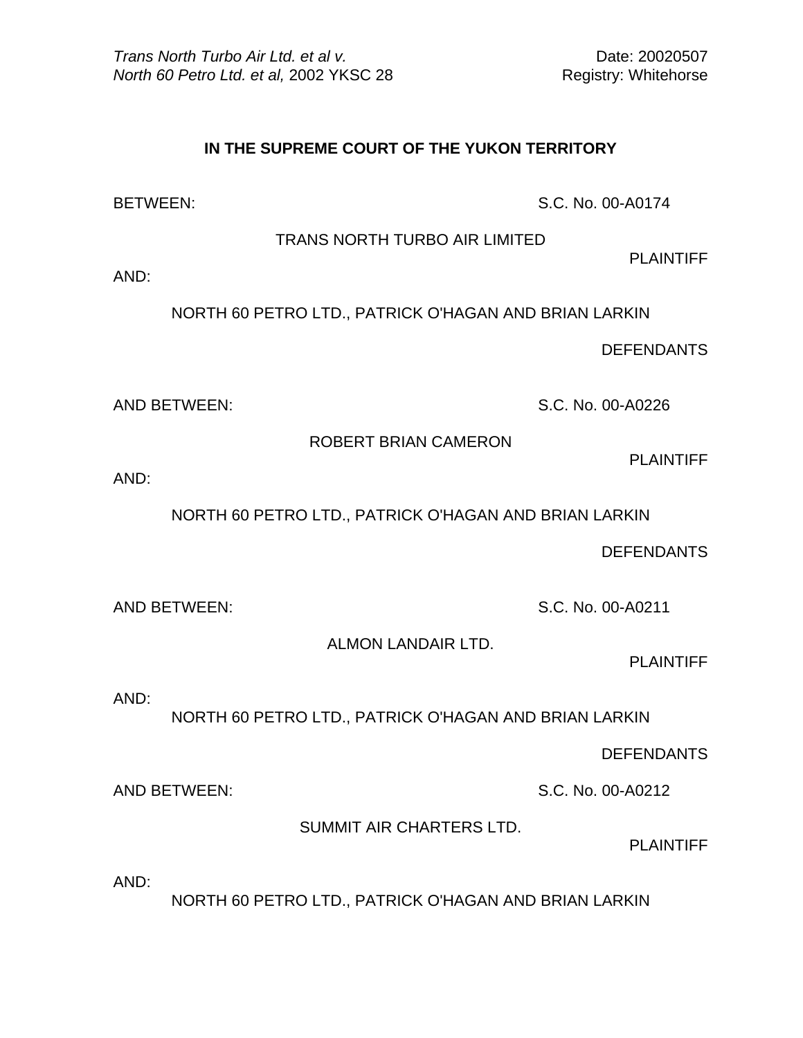*Trans North Turbo Air Ltd. et al v. North 60 Petro Ltd. et al,* 2002 YKSC 28

Date: 20020507
Registry: Whitehorse

**IN THE SUPREME COURT OF THE YUKON TERRITORY**

BETWEEN: S.C. No. 00-A0174

TRANS NORTH TURBO AIR LIMITED

PLAINTIFF

AND:

NORTH 60 PETRO LTD., PATRICK O'HAGAN AND BRIAN LARKIN

DEFENDANTS

AND BETWEEN: S.C. No. 00-A0226

ROBERT BRIAN CAMERON

PLAINTIFF

AND:

NORTH 60 PETRO LTD., PATRICK O'HAGAN AND BRIAN LARKIN

DEFENDANTS

AND BETWEEN: S.C. No. 00-A0211

ALMON LANDAIR LTD.

PLAINTIFF

AND:

NORTH 60 PETRO LTD., PATRICK O'HAGAN AND BRIAN LARKIN

DEFENDANTS

AND BETWEEN: S.C. No. 00-A0212

SUMMIT AIR CHARTERS LTD.

PLAINTIFF

AND:

NORTH 60 PETRO LTD., PATRICK O'HAGAN AND BRIAN LARKIN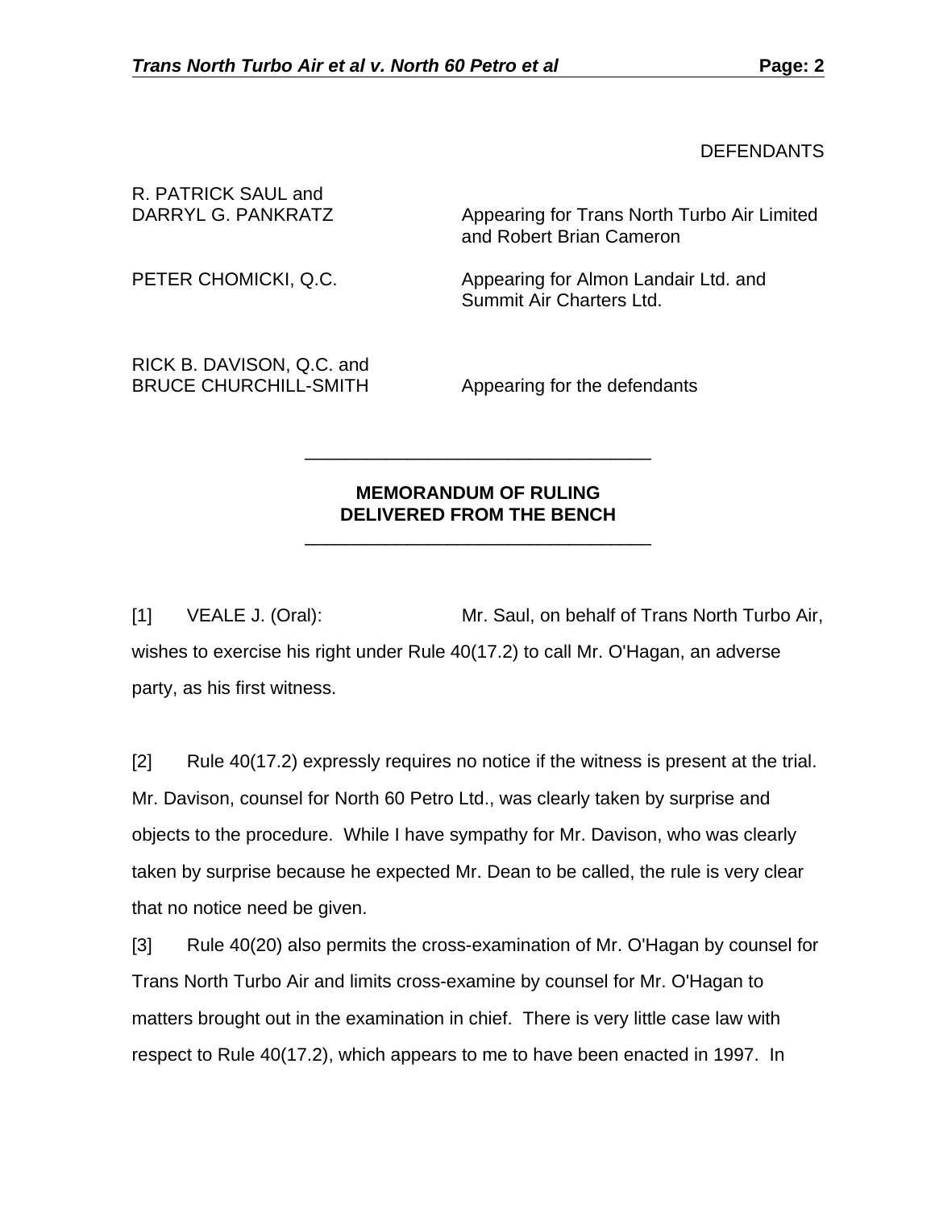DEFENDANTS

R. PATRICK SAUL and DARRYL G. PANKRATZ — Appearing for Trans North Turbo Air Limited and Robert Brian Cameron

PETER CHOMICKI, Q.C. — Appearing for Almon Landair Ltd. and Summit Air Charters Ltd.

RICK B. DAVISON, Q.C. and BRUCE CHURCHILL-SMITH — Appearing for the defendants

---

**MEMORANDUM OF RULING DELIVERED FROM THE BENCH**

---

[1] VEALE J. (Oral): Mr. Saul, on behalf of Trans North Turbo Air, wishes to exercise his right under Rule 40(17.2) to call Mr. O'Hagan, an adverse party, as his first witness.

[2] Rule 40(17.2) expressly requires no notice if the witness is present at the trial. Mr. Davison, counsel for North 60 Petro Ltd., was clearly taken by surprise and objects to the procedure. While I have sympathy for Mr. Davison, who was clearly taken by surprise because he expected Mr. Dean to be called, the rule is very clear that no notice need be given.

[3] Rule 40(20) also permits the cross-examination of Mr. O'Hagan by counsel for Trans North Turbo Air and limits cross-examine by counsel for Mr. O'Hagan to matters brought out in the examination in chief. There is very little case law with respect to Rule 40(17.2), which appears to me to have been enacted in 1997. In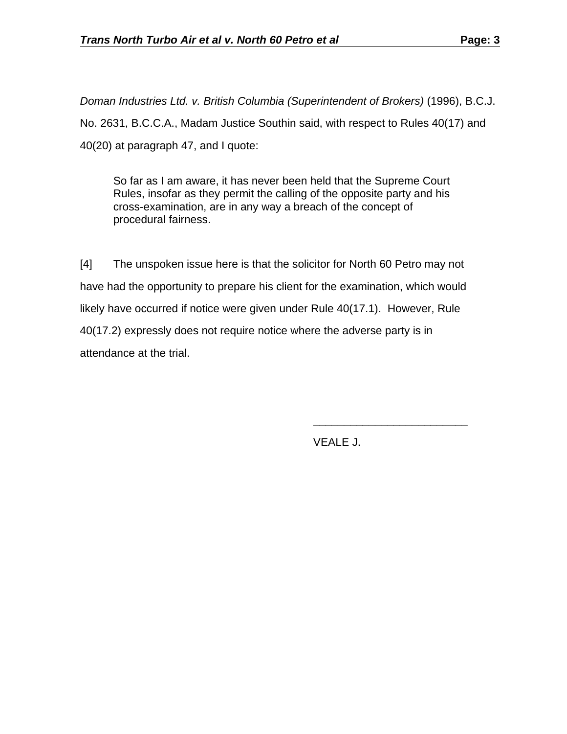*Doman Industries Ltd. v. British Columbia (Superintendent of Brokers)* (1996), B.C.J. No. 2631, B.C.C.A., Madam Justice Southin said, with respect to Rules 40(17) and 40(20) at paragraph 47, and I quote:

> So far as I am aware, it has never been held that the Supreme Court Rules, insofar as they permit the calling of the opposite party and his cross-examination, are in any way a breach of the concept of procedural fairness.

[4] The unspoken issue here is that the solicitor for North 60 Petro may not have had the opportunity to prepare his client for the examination, which would likely have occurred if notice were given under Rule 40(17.1). However, Rule 40(17.2) expressly does not require notice where the adverse party is in attendance at the trial.

___________________________

VEALE J.